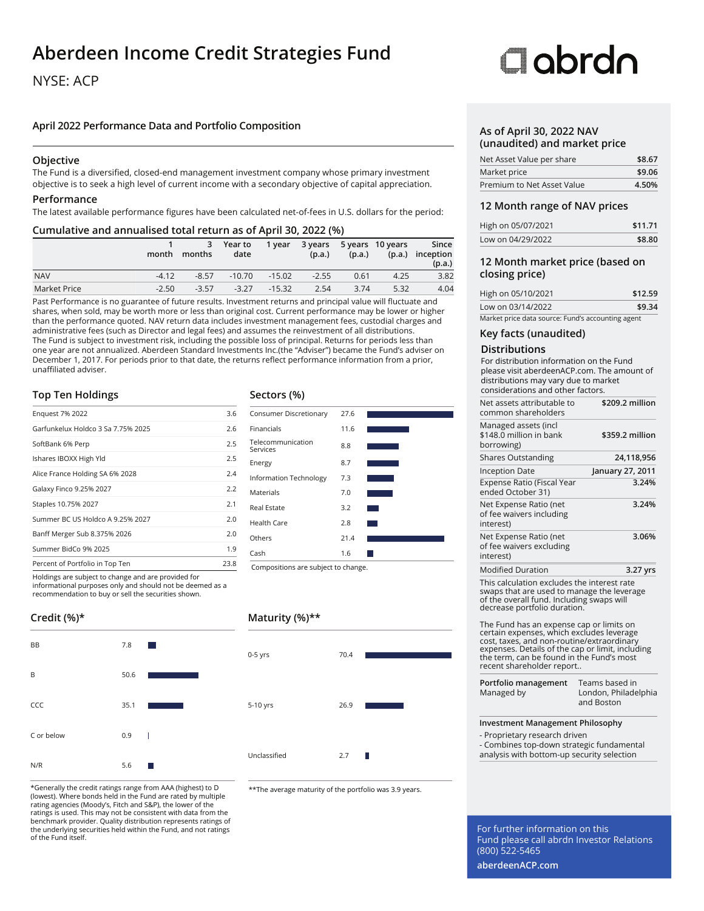# Aberdeen Income Credit Strategies Fund

NYSE: ACP

## April 2022 Performance Data and Portfolio Composition

### Objective

The Fund is a diversified, closed-end management investment company whose primary investment objective is to seek a high level of current income with a secondary objective of capital appreciation.

### Performance

The latest available performance figures have been calculated net-of-fees in U.S. dollars for the period:

### Cumulative and annualised total return as of April 30, 2022 (%)

| | 1 month | 3 months | Year to date | 1 year | 3 years (p.a.) | 5 years (p.a.) | 10 years (p.a.) | Since inception (p.a.) |
|---|---|---|---|---|---|---|---|---|
| NAV | -4.12 | -8.57 | -10.70 | -15.02 | -2.55 | 0.61 | 4.25 | 3.82 |
| Market Price | -2.50 | -3.57 | -3.27 | -15.32 | 2.54 | 3.74 | 5.32 | 4.04 |

Past Performance is no guarantee of future results. Investment returns and principal value will fluctuate and shares, when sold, may be worth more or less than original cost. Current performance may be lower or higher than the performance quoted. NAV return data includes investment management fees, custodial charges and administrative fees (such as Director and legal fees) and assumes the reinvestment of all distributions. The Fund is subject to investment risk, including the possible loss of principal. Returns for periods less than one year are not annualized. Aberdeen Standard Investments Inc.(the "Adviser") became the Fund's adviser on December 1, 2017. For periods prior to that date, the returns reflect performance information from a prior, unaffiliated adviser.

### Top Ten Holdings

| Holding | % |
|---|---|
| Enquest 7% 2022 | 3.6 |
| Garfunkelux Holdco 3 Sa 7.75% 2025 | 2.6 |
| SoftBank 6% Perp | 2.5 |
| Ishares IBOXX High Yld | 2.5 |
| Alice France Holding SA 6% 2028 | 2.4 |
| Galaxy Finco 9.25% 2027 | 2.2 |
| Staples 10.75% 2027 | 2.1 |
| Summer BC US Holdco A 9.25% 2027 | 2.0 |
| Banff Merger Sub 8.375% 2026 | 2.0 |
| Summer BidCo 9% 2025 | 1.9 |
| Percent of Portfolio in Top Ten | 23.8 |

Holdings are subject to change and are provided for informational purposes only and should not be deemed as a recommendation to buy or sell the securities shown.

### Sectors (%)

| Sector | % |
|---|---|
| Consumer Discretionary | 27.6 |
| Financials | 11.6 |
| Telecommunication Services | 8.8 |
| Energy | 8.7 |
| Information Technology | 7.3 |
| Materials | 7.0 |
| Real Estate | 3.2 |
| Health Care | 2.8 |
| Others | 21.4 |
| Cash | 1.6 |

Compositions are subject to change.

### Credit (%)*

| Rating | % |
|---|---|
| BB | 7.8 |
| B | 50.6 |
| CCC | 35.1 |
| C or below | 0.9 |
| N/R | 5.6 |

*Generally the credit ratings range from AAA (highest) to D (lowest). Where bonds held in the Fund are rated by multiple rating agencies (Moody's, Fitch and S&P), the lower of the ratings is used. This may not be consistent with data from the benchmark provider. Quality distribution represents ratings of the underlying securities held within the Fund, and not ratings of the Fund itself.

### Maturity (%)**

| Maturity | % |
|---|---|
| 0-5 yrs | 70.4 |
| 5-10 yrs | 26.9 |
| Unclassified | 2.7 |

**The average maturity of the portfolio was 3.9 years.

### As of April 30, 2022 NAV (unaudited) and market price

| | |
|---|---|
| Net Asset Value per share | $8.67 |
| Market price | $9.06 |
| Premium to Net Asset Value | 4.50% |

### 12 Month range of NAV prices

| | |
|---|---|
| High on 05/07/2021 | $11.71 |
| Low on 04/29/2022 | $8.80 |

### 12 Month market price (based on closing price)

| | |
|---|---|
| High on 05/10/2021 | $12.59 |
| Low on 03/14/2022 | $9.34 |

Market price data source: Fund's accounting agent

### Key facts (unaudited)

#### Distributions

For distribution information on the Fund please visit aberdeenACP.com. The amount of distributions may vary due to market considerations and other factors.

| | |
|---|---|
| Net assets attributable to common shareholders | $209.2 million |
| Managed assets (incl $148.0 million in bank borrowing) | $359.2 million |
| Shares Outstanding | 24,118,956 |
| Inception Date | January 27, 2011 |
| Expense Ratio (Fiscal Year ended October 31) | 3.24% |
| Net Expense Ratio (net of fee waivers including interest) | 3.24% |
| Net Expense Ratio (net of fee waivers excluding interest) | 3.06% |
| Modified Duration | 3.27 yrs |

This calculation excludes the interest rate swaps that are used to manage the leverage of the overall fund. Including swaps will decrease portfolio duration.

The Fund has an expense cap or limits on certain expenses, which excludes leverage cost, taxes, and non-routine/extraordinary expenses. Details of the cap or limit, including the term, can be found in the Fund's most recent shareholder report..

| | |
|---|---|
| **Portfolio management** Managed by | Teams based in London, Philadelphia and Boston |

**Investment Management Philosophy**

- Proprietary research driven
- Combines top-down strategic fundamental analysis with bottom-up security selection

For further information on this Fund please call abrdn Investor Relations (800) 522-5465

**aberdeenACP.com**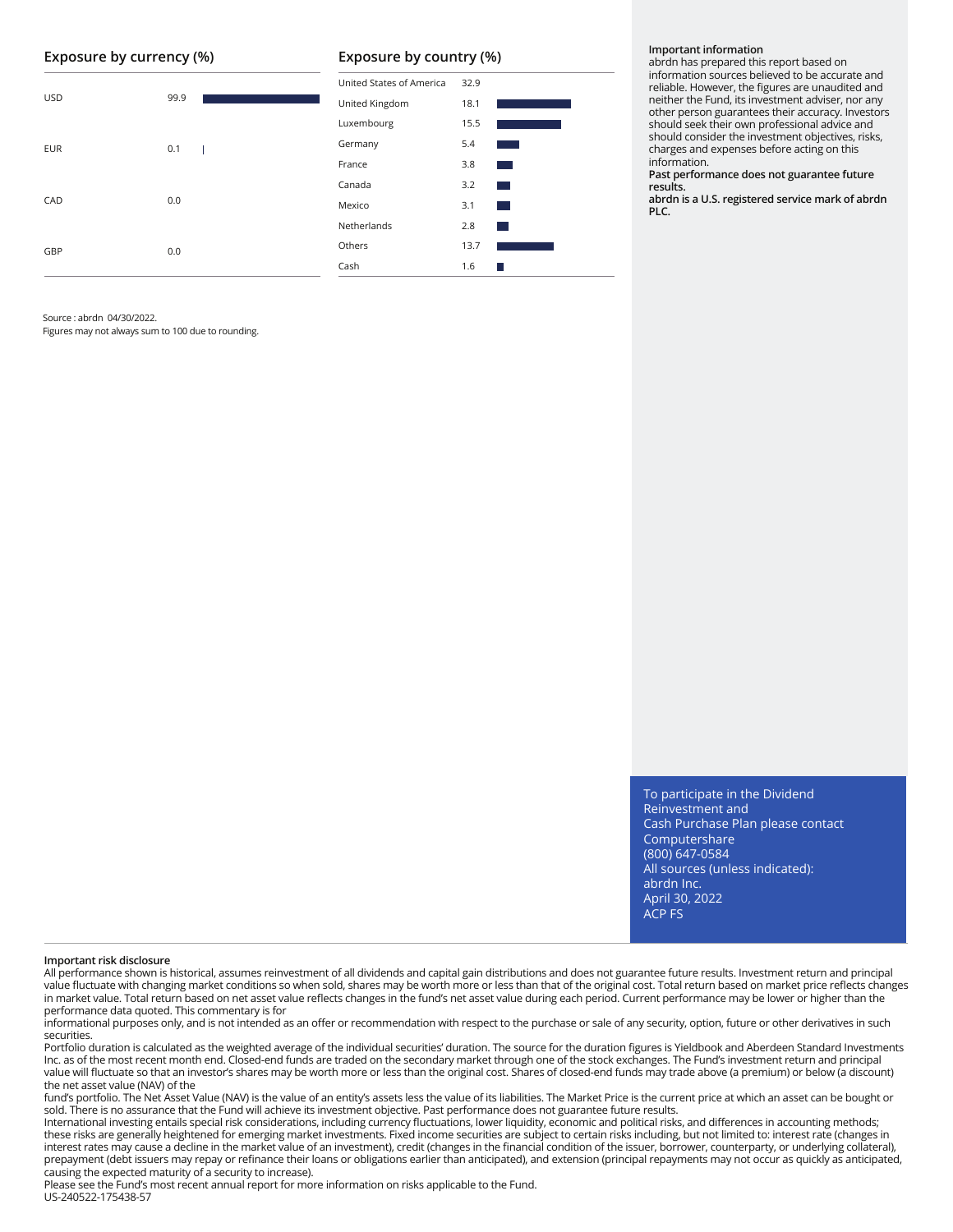## Exposure by currency (%)

USD 99.9

EUR 0.1

CAD 0.0

GBP 0.0

## Exposure by country (%)

United States of America 32.9

United Kingdom 18.1

Luxembourg 15.5

Germany 5.4

France 3.8

Canada 3.2

Mexico 3.1

Netherlands 2.8

Others 13.7

Cash 1.6

Source : abrdn 04/30/2022.
Figures may not always sum to 100 due to rounding.

**Important information**
abrdn has prepared this report based on information sources believed to be accurate and reliable. However, the figures are unaudited and neither the Fund, its investment adviser, nor any other person guarantees their accuracy. Investors should seek their own professional advice and should consider the investment objectives, risks, charges and expenses before acting on this information.
**Past performance does not guarantee future results.**
**abrdn is a U.S. registered service mark of abrdn PLC.**

To participate in the Dividend Reinvestment and Cash Purchase Plan please contact Computershare
(800) 647-0584
All sources (unless indicated):
abrdn Inc.
April 30, 2022
ACP FS

**Important risk disclosure**
All performance shown is historical, assumes reinvestment of all dividends and capital gain distributions and does not guarantee future results. Investment return and principal value fluctuate with changing market conditions so when sold, shares may be worth more or less than that of the original cost. Total return based on market price reflects changes in market value. Total return based on net asset value reflects changes in the fund's net asset value during each period. Current performance may be lower or higher than the performance data quoted. This commentary is for
informational purposes only, and is not intended as an offer or recommendation with respect to the purchase or sale of any security, option, future or other derivatives in such securities.
Portfolio duration is calculated as the weighted average of the individual securities' duration. The source for the duration figures is Yieldbook and Aberdeen Standard Investments Inc. as of the most recent month end. Closed-end funds are traded on the secondary market through one of the stock exchanges. The Fund's investment return and principal value will fluctuate so that an investor's shares may be worth more or less than the original cost. Shares of closed-end funds may trade above (a premium) or below (a discount) the net asset value (NAV) of the
fund's portfolio. The Net Asset Value (NAV) is the value of an entity's assets less the value of its liabilities. The Market Price is the current price at which an asset can be bought or sold. There is no assurance that the Fund will achieve its investment objective. Past performance does not guarantee future results.
International investing entails special risk considerations, including currency fluctuations, lower liquidity, economic and political risks, and differences in accounting methods; these risks are generally heightened for emerging market investments. Fixed income securities are subject to certain risks including, but not limited to: interest rate (changes in interest rates may cause a decline in the market value of an investment), credit (changes in the financial condition of the issuer, borrower, counterparty, or underlying collateral), prepayment (debt issuers may repay or refinance their loans or obligations earlier than anticipated), and extension (principal repayments may not occur as quickly as anticipated, causing the expected maturity of a security to increase).
Please see the Fund's most recent annual report for more information on risks applicable to the Fund.
US-240522-175438-57